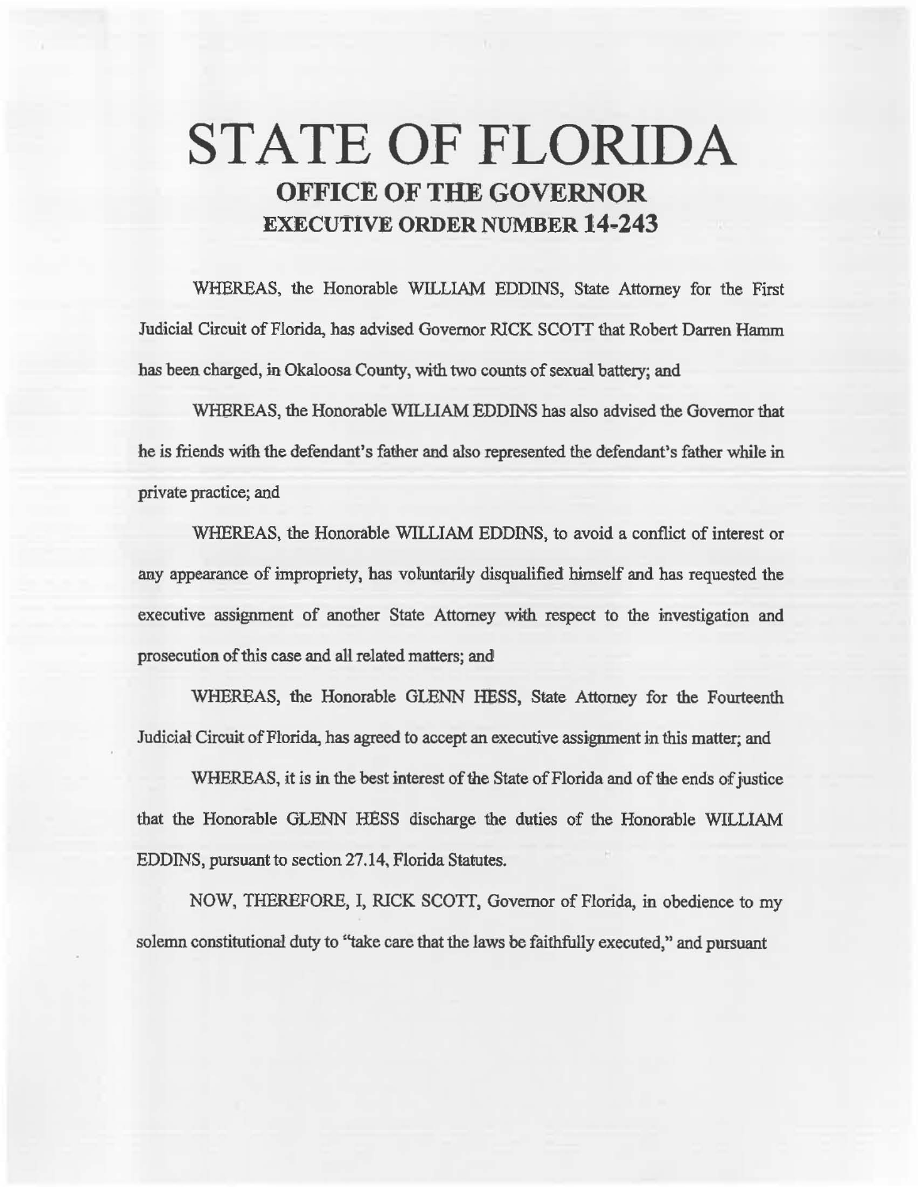# STATE OF FLORIDA

## OFFICE OF THE GOVERNOR

## EXECUTIVE ORDER NUMBER 14-243

WHEREAS, the Honorable WILLIAM EDDINS, State Attorney for the First Judicial Circuit of Florida, has advised Governor RICK SCOTT that Robert Darren Hamm has been charged, in Okaloosa County, with two counts of sexual battery; and

WHEREAS, the Honorable WILLIAM EDDINS has also advised the Governor that he is friends with the defendant's father and also represented the defendant's father while in private practice; and

WHEREAS, the Honorable WILLIAM EDDINS, to avoid a conflict of interest or any appearance of impropriety, has voluntarily disqualified himself and has requested the executive assignment of another State Attorney with respect to the investigation and prosecution of this case and all related matters; and

WHEREAS, the Honorable GLENN HESS, State Attorney for the Fourteenth Judicial Circuit of Florida, has agreed to accept an executive assignment in this matter; and

WHEREAS, it is in the best interest of the State of Florida and of the ends of justice that the Honorable GLENN HESS discharge the duties of the Honorable WILLIAM EDDINS, pursuant to section 27.14, Florida Statutes.

NOW, THEREFORE, I, RICK SCOTT, Governor of Florida, in obedience to my solemn constitutional duty to "take care that the laws be faithfully executed," and pursuant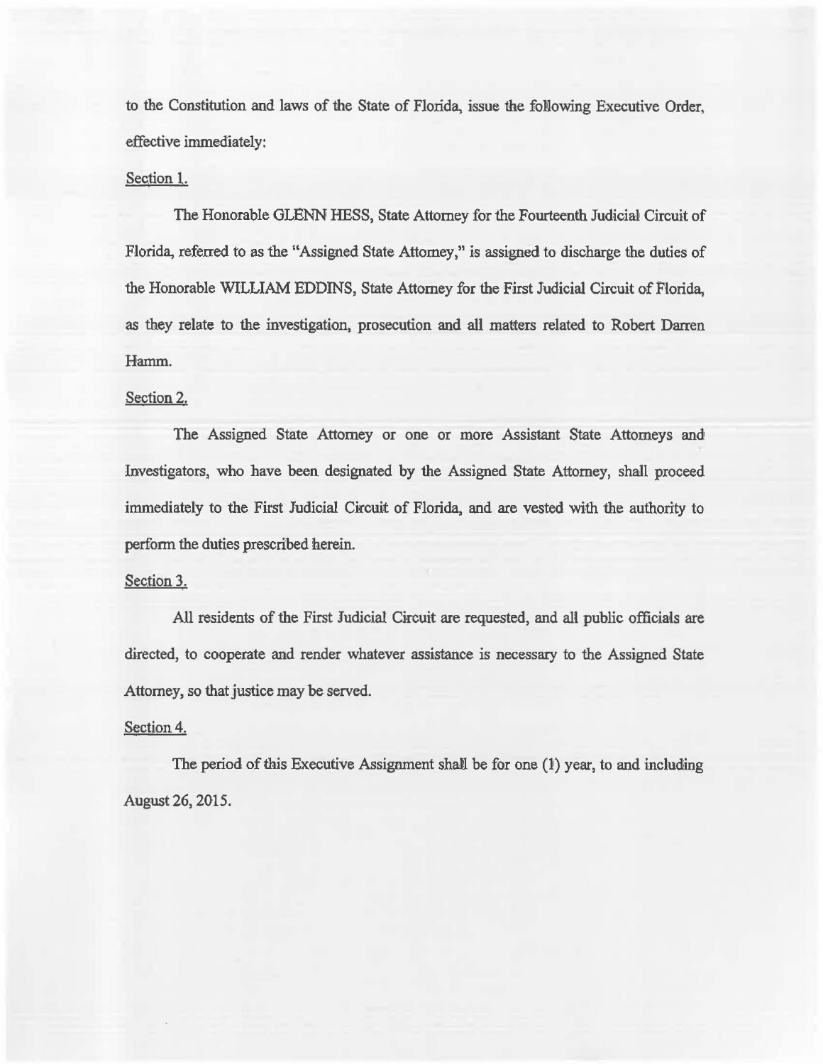to the Constitution and laws of the State of Florida, issue the following Executive Order, effective immediately:

Section 1.

The Honorable GLENN HESS, State Attorney for the Fourteenth Judicial Circuit of Florida, referred to as the "Assigned State Attorney," is assigned to discharge the duties of the Honorable WILLIAM EDDINS, State Attorney for the First Judicial Circuit of Florida, as they relate to the investigation, prosecution and all matters related to Robert Darren Hamm.

Section 2.

The Assigned State Attorney or one or more Assistant State Attorneys and Investigators, who have been designated by the Assigned State Attorney, shall proceed immediately to the First Judicial Circuit of Florida, and are vested with the authority to perform the duties prescribed herein.

Section 3.

All residents of the First Judicial Circuit are requested, and all public officials are directed, to cooperate and render whatever assistance is necessary to the Assigned State Attorney, so that justice may be served.

Section 4.

The period of this Executive Assignment shall be for one (1) year, to and including August 26, 2015.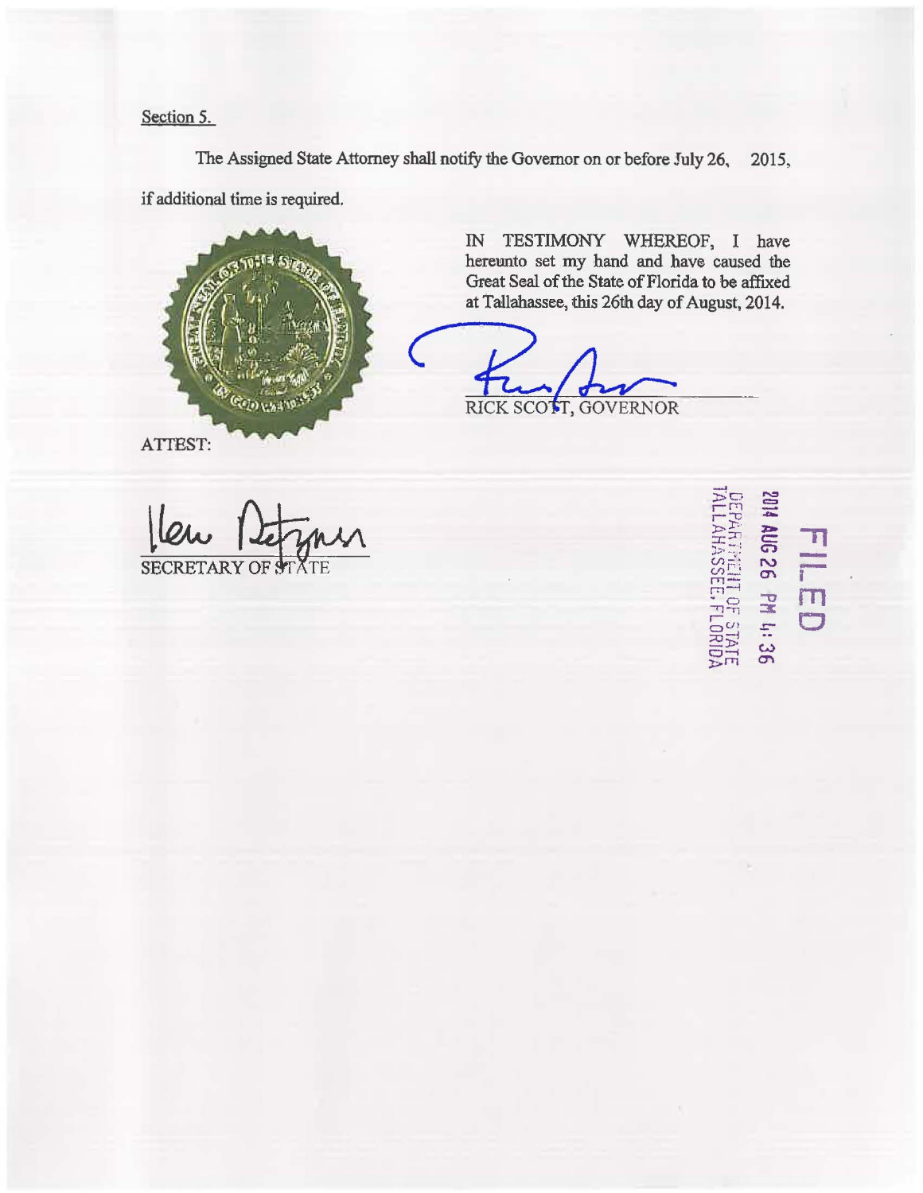Section 5.

The Assigned State Attorney shall notify the Governor on or before July 26, 2015, if additional time is required.

IN TESTIMONY WHEREOF, I have hereunto set my hand and have caused the Great Seal of the State of Florida to be affixed at Tallahassee, this 26th day of August, 2014.

RICK SCOTT, GOVERNOR

ATTEST:

SECRETARY OF STATE

FILED

2014 AUG 26 PM 4:36

DEPARTMENT OF STATE
TALLAHASSEE, FLORIDA